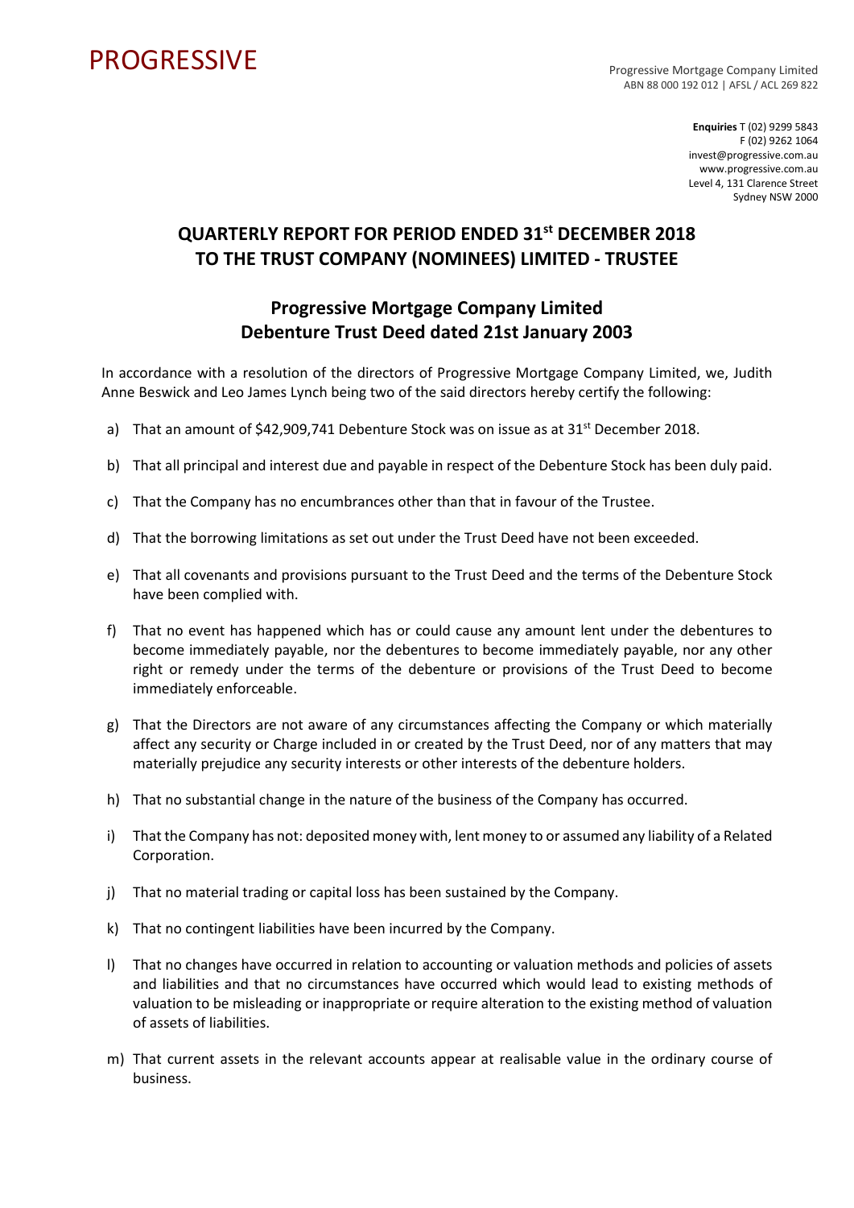PROGRESSIVE

Progressive Mortgage Company Limited
ABN 88 000 192 012 | AFSL / ACL 269 822

**Enquiries** T (02) 9299 5843
F (02) 9262 1064
invest@progressive.com.au
www.progressive.com.au
Level 4, 131 Clarence Street
Sydney NSW 2000

# QUARTERLY REPORT FOR PERIOD ENDED 31st DECEMBER 2018 TO THE TRUST COMPANY (NOMINEES) LIMITED - TRUSTEE

## Progressive Mortgage Company Limited Debenture Trust Deed dated 21st January 2003

In accordance with a resolution of the directors of Progressive Mortgage Company Limited, we, Judith Anne Beswick and Leo James Lynch being two of the said directors hereby certify the following:

a) That an amount of $42,909,741 Debenture Stock was on issue as at 31st December 2018.

b) That all principal and interest due and payable in respect of the Debenture Stock has been duly paid.

c) That the Company has no encumbrances other than that in favour of the Trustee.

d) That the borrowing limitations as set out under the Trust Deed have not been exceeded.

e) That all covenants and provisions pursuant to the Trust Deed and the terms of the Debenture Stock have been complied with.

f) That no event has happened which has or could cause any amount lent under the debentures to become immediately payable, nor the debentures to become immediately payable, nor any other right or remedy under the terms of the debenture or provisions of the Trust Deed to become immediately enforceable.

g) That the Directors are not aware of any circumstances affecting the Company or which materially affect any security or Charge included in or created by the Trust Deed, nor of any matters that may materially prejudice any security interests or other interests of the debenture holders.

h) That no substantial change in the nature of the business of the Company has occurred.

i) That the Company has not: deposited money with, lent money to or assumed any liability of a Related Corporation.

j) That no material trading or capital loss has been sustained by the Company.

k) That no contingent liabilities have been incurred by the Company.

l) That no changes have occurred in relation to accounting or valuation methods and policies of assets and liabilities and that no circumstances have occurred which would lead to existing methods of valuation to be misleading or inappropriate or require alteration to the existing method of valuation of assets of liabilities.

m) That current assets in the relevant accounts appear at realisable value in the ordinary course of business.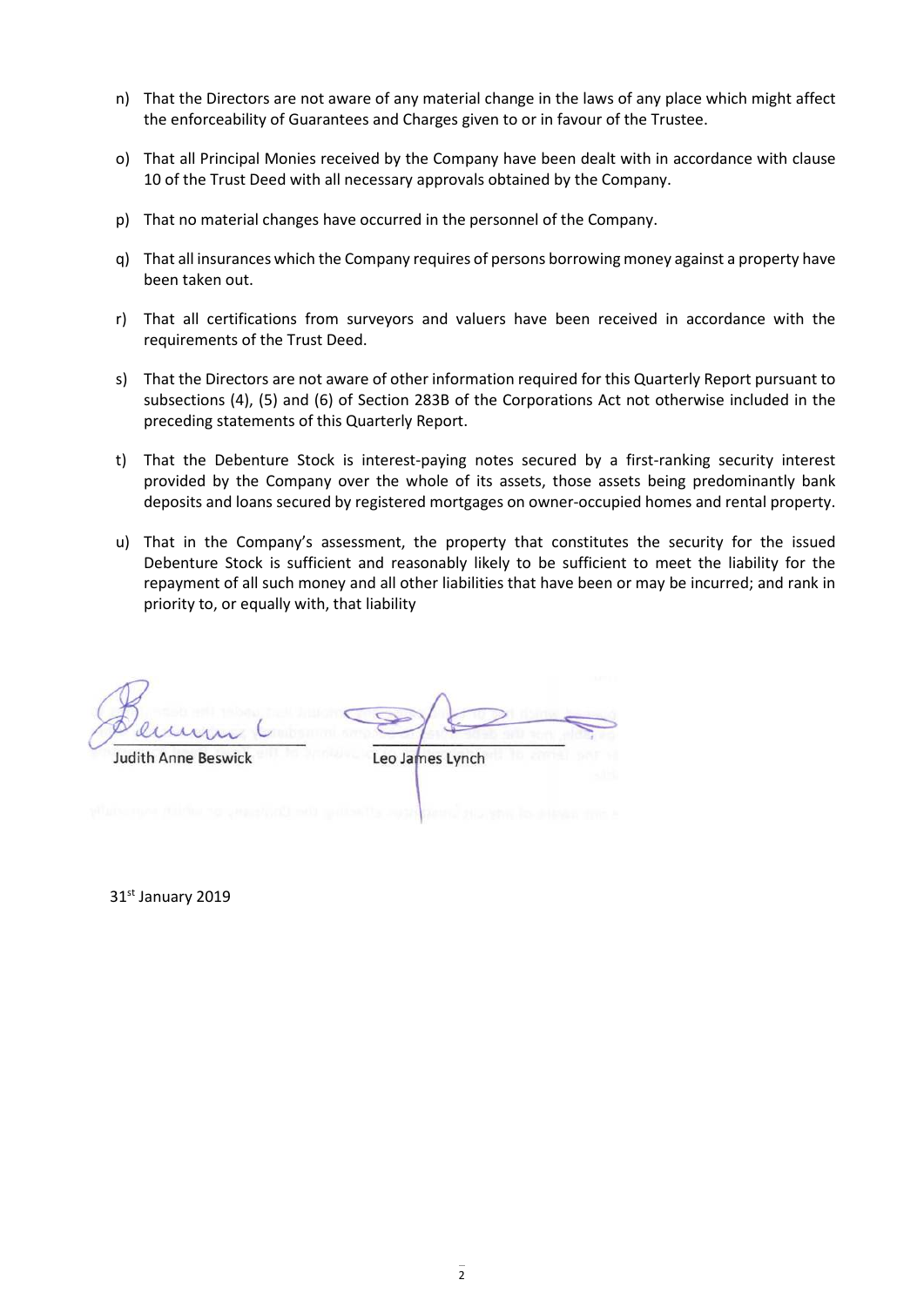n) That the Directors are not aware of any material change in the laws of any place which might affect the enforceability of Guarantees and Charges given to or in favour of the Trustee.

o) That all Principal Monies received by the Company have been dealt with in accordance with clause 10 of the Trust Deed with all necessary approvals obtained by the Company.

p) That no material changes have occurred in the personnel of the Company.

q) That all insurances which the Company requires of persons borrowing money against a property have been taken out.

r) That all certifications from surveyors and valuers have been received in accordance with the requirements of the Trust Deed.

s) That the Directors are not aware of other information required for this Quarterly Report pursuant to subsections (4), (5) and (6) of Section 283B of the Corporations Act not otherwise included in the preceding statements of this Quarterly Report.

t) That the Debenture Stock is interest-paying notes secured by a first-ranking security interest provided by the Company over the whole of its assets, those assets being predominantly bank deposits and loans secured by registered mortgages on owner-occupied homes and rental property.

u) That in the Company's assessment, the property that constitutes the security for the issued Debenture Stock is sufficient and reasonably likely to be sufficient to meet the liability for the repayment of all such money and all other liabilities that have been or may be incurred; and rank in priority to, or equally with, that liability

Judith Anne Beswick

Leo James Lynch

31st January 2019